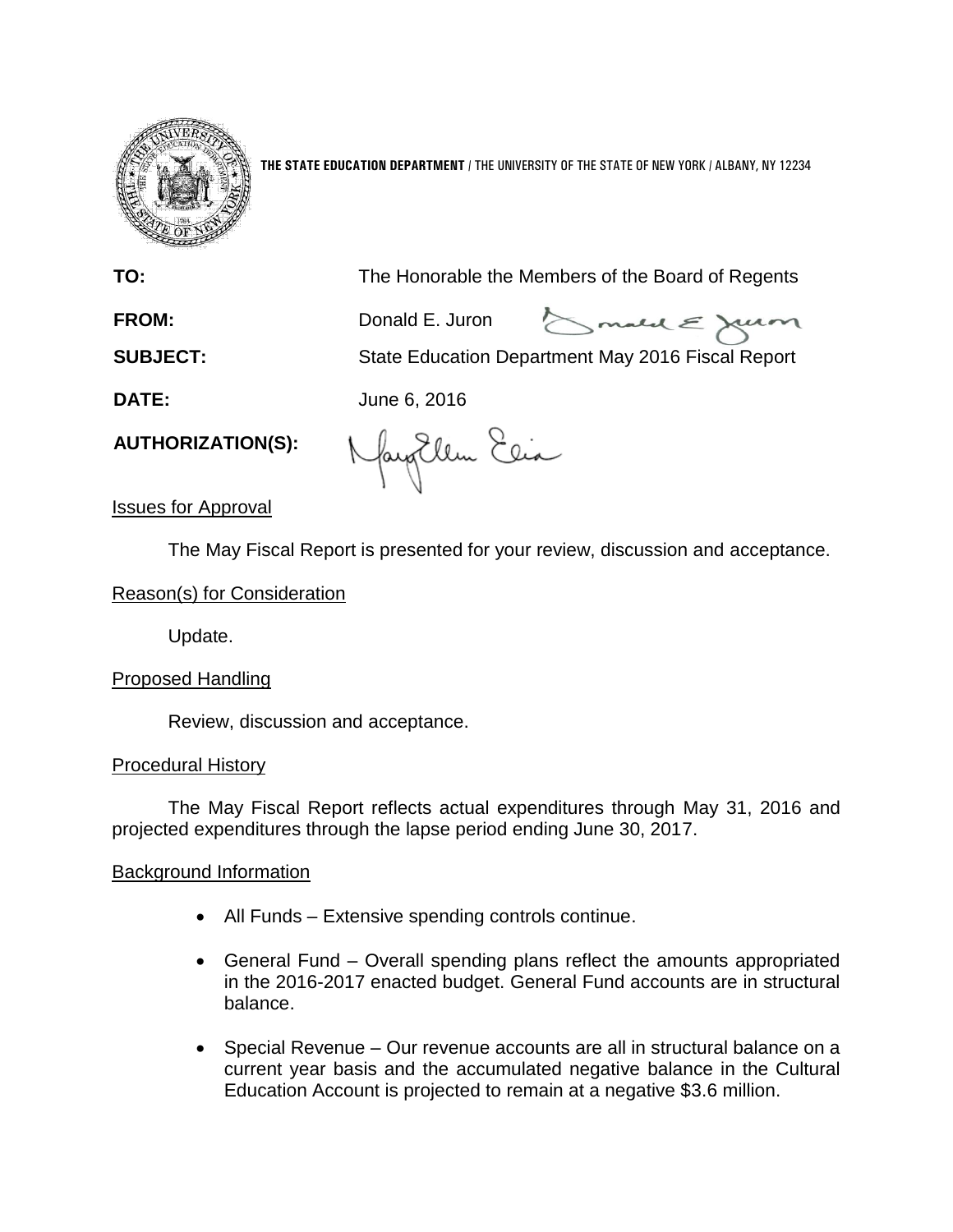**THE STATE EDUCATION DEPARTMENT** / THE UNIVERSITY OF THE STATE OF NEW YORK / ALBANY, NY 12234

**TO:** The Honorable the Members of the Board of Regents

**FROM:** Donald E. Juron

**SUBJECT:** State Education Department May 2016 Fiscal Report

**DATE:** June 6, 2016

**AUTHORIZATION(S):**

Issues for Approval

The May Fiscal Report is presented for your review, discussion and acceptance.

Reason(s) for Consideration

Update.

Proposed Handling

Review, discussion and acceptance.

Procedural History

The May Fiscal Report reflects actual expenditures through May 31, 2016 and projected expenditures through the lapse period ending June 30, 2017.

Background Information

- All Funds – Extensive spending controls continue.
- General Fund – Overall spending plans reflect the amounts appropriated in the 2016-2017 enacted budget. General Fund accounts are in structural balance.
- Special Revenue – Our revenue accounts are all in structural balance on a current year basis and the accumulated negative balance in the Cultural Education Account is projected to remain at a negative $3.6 million.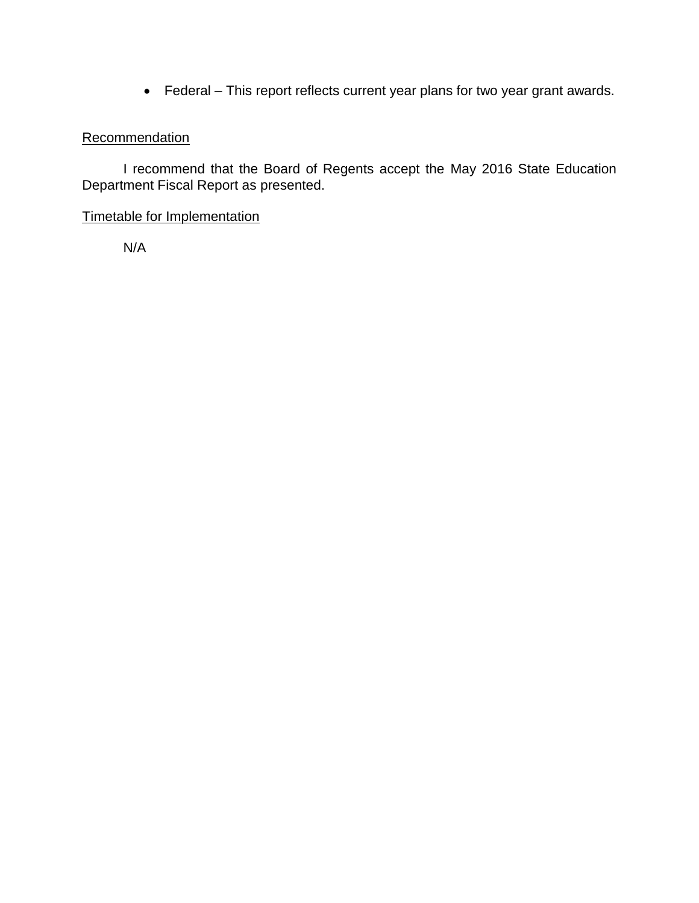- Federal – This report reflects current year plans for two year grant awards.

Recommendation

I recommend that the Board of Regents accept the May 2016 State Education Department Fiscal Report as presented.

Timetable for Implementation

N/A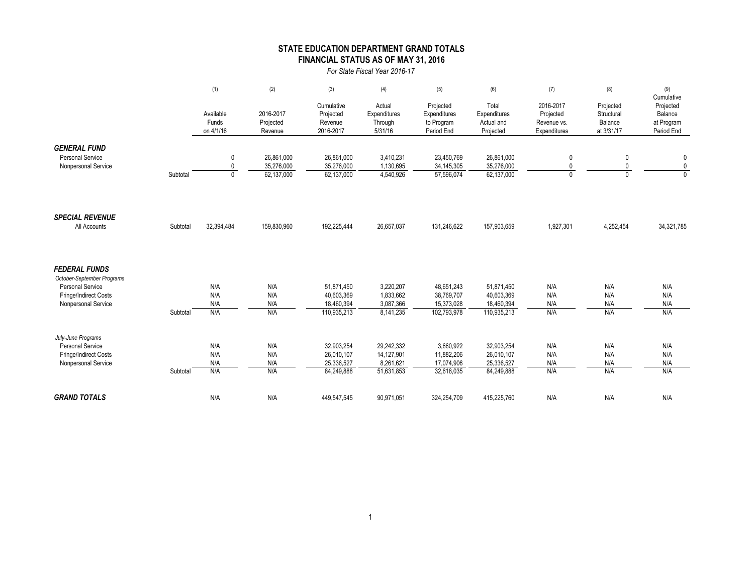# STATE EDUCATION DEPARTMENT GRAND TOTALS
## FINANCIAL STATUS AS OF MAY 31, 2016

*For State Fiscal Year 2016-17*

| | | (1) | (2) | (3) | (4) | (5) | (6) | (7) | (8) | (9) |
|---|---|---|---|---|---|---|---|---|---|---|
| | | Available Funds on 4/1/16 | 2016-2017 Projected Revenue | Cumulative Projected Revenue 2016-2017 | Actual Expenditures Through 5/31/16 | Projected Expenditures to Program Period End | Total Expenditures Actual and Projected | 2016-2017 Projected Revenue vs. Expenditures | Projected Structural Balance at 3/31/17 | Cumulative Projected Balance at Program Period End |
| ***GENERAL FUND*** | | | | | | | | | | |
| Personal Service | | 0 | 26,861,000 | 26,861,000 | 3,410,231 | 23,450,769 | 26,861,000 | 0 | 0 | 0 |
| Nonpersonal Service | | 0 | 35,276,000 | 35,276,000 | 1,130,695 | 34,145,305 | 35,276,000 | 0 | 0 | 0 |
| | Subtotal | 0 | 62,137,000 | 62,137,000 | 4,540,926 | 57,596,074 | 62,137,000 | 0 | 0 | 0 |
| ***SPECIAL REVENUE*** | | | | | | | | | | |
| All Accounts | Subtotal | 32,394,484 | 159,830,960 | 192,225,444 | 26,657,037 | 131,246,622 | 157,903,659 | 1,927,301 | 4,252,454 | 34,321,785 |
| ***FEDERAL FUNDS*** | | | | | | | | | | |
| *October-September Programs* | | | | | | | | | | |
| Personal Service | | N/A | N/A | 51,871,450 | 3,220,207 | 48,651,243 | 51,871,450 | N/A | N/A | N/A |
| Fringe/Indirect Costs | | N/A | N/A | 40,603,369 | 1,833,662 | 38,769,707 | 40,603,369 | N/A | N/A | N/A |
| Nonpersonal Service | | N/A | N/A | 18,460,394 | 3,087,366 | 15,373,028 | 18,460,394 | N/A | N/A | N/A |
| | Subtotal | N/A | N/A | 110,935,213 | 8,141,235 | 102,793,978 | 110,935,213 | N/A | N/A | N/A |
| *July-June Programs* | | | | | | | | | | |
| Personal Service | | N/A | N/A | 32,903,254 | 29,242,332 | 3,660,922 | 32,903,254 | N/A | N/A | N/A |
| Fringe/Indirect Costs | | N/A | N/A | 26,010,107 | 14,127,901 | 11,882,206 | 26,010,107 | N/A | N/A | N/A |
| Nonpersonal Service | | N/A | N/A | 25,336,527 | 8,261,621 | 17,074,906 | 25,336,527 | N/A | N/A | N/A |
| | Subtotal | N/A | N/A | 84,249,888 | 51,631,853 | 32,618,035 | 84,249,888 | N/A | N/A | N/A |
| ***GRAND TOTALS*** | | N/A | N/A | 449,547,545 | 90,971,051 | 324,254,709 | 415,225,760 | N/A | N/A | N/A |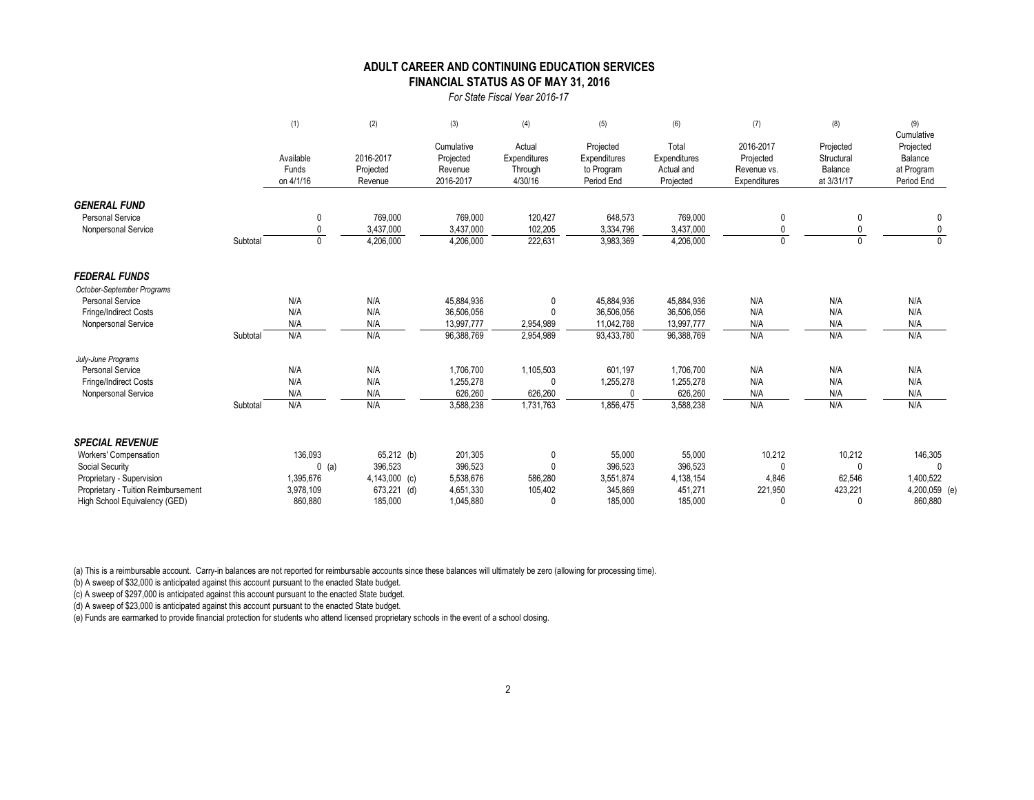# ADULT CAREER AND CONTINUING EDUCATION SERVICES
## FINANCIAL STATUS AS OF MAY 31, 2016

*For State Fiscal Year 2016-17*

| | | (1) Available Funds on 4/1/16 | (2) 2016-2017 Projected Revenue | (3) Cumulative Projected Revenue 2016-2017 | (4) Actual Expenditures Through 4/30/16 | (5) Projected Expenditures to Program Period End | (6) Total Expenditures Actual and Projected | (7) 2016-2017 Projected Revenue vs. Expenditures | (8) Projected Structural Balance at 3/31/17 | (9) Cumulative Projected Balance at Program Period End |
|---|---|---|---|---|---|---|---|---|---|---|
| ***GENERAL FUND*** | | | | | | | | | | |
| Personal Service | | 0 | 769,000 | 769,000 | 120,427 | 648,573 | 769,000 | 0 | 0 | 0 |
| Nonpersonal Service | | 0 | 3,437,000 | 3,437,000 | 102,205 | 3,334,796 | 3,437,000 | 0 | 0 | 0 |
| | Subtotal | 0 | 4,206,000 | 4,206,000 | 222,631 | 3,983,369 | 4,206,000 | 0 | 0 | 0 |
| ***FEDERAL FUNDS*** | | | | | | | | | | |
| *October-September Programs* | | | | | | | | | | |
| Personal Service | | N/A | N/A | 45,884,936 | 0 | 45,884,936 | 45,884,936 | N/A | N/A | N/A |
| Fringe/Indirect Costs | | N/A | N/A | 36,506,056 | 0 | 36,506,056 | 36,506,056 | N/A | N/A | N/A |
| Nonpersonal Service | | N/A | N/A | 13,997,777 | 2,954,989 | 11,042,788 | 13,997,777 | N/A | N/A | N/A |
| | Subtotal | N/A | N/A | 96,388,769 | 2,954,989 | 93,433,780 | 96,388,769 | N/A | N/A | N/A |
| *July-June Programs* | | | | | | | | | | |
| Personal Service | | N/A | N/A | 1,706,700 | 1,105,503 | 601,197 | 1,706,700 | N/A | N/A | N/A |
| Fringe/Indirect Costs | | N/A | N/A | 1,255,278 | 0 | 1,255,278 | 1,255,278 | N/A | N/A | N/A |
| Nonpersonal Service | | N/A | N/A | 626,260 | 626,260 | 0 | 626,260 | N/A | N/A | N/A |
| | Subtotal | N/A | N/A | 3,588,238 | 1,731,763 | 1,856,475 | 3,588,238 | N/A | N/A | N/A |
| ***SPECIAL REVENUE*** | | | | | | | | | | |
| Workers' Compensation | | 136,093 | 65,212 (b) | 201,305 | 0 | 55,000 | 55,000 | 10,212 | 10,212 | 146,305 |
| Social Security | | 0 (a) | 396,523 | 396,523 | 0 | 396,523 | 396,523 | 0 | 0 | 0 |
| Proprietary - Supervision | | 1,395,676 | 4,143,000 (c) | 5,538,676 | 586,280 | 3,551,874 | 4,138,154 | 4,846 | 62,546 | 1,400,522 |
| Proprietary - Tuition Reimbursement | | 3,978,109 | 673,221 (d) | 4,651,330 | 105,402 | 345,869 | 451,271 | 221,950 | 423,221 | 4,200,059 (e) |
| High School Equivalency (GED) | | 860,880 | 185,000 | 1,045,880 | 0 | 185,000 | 185,000 | 0 | 0 | 860,880 |

(a) This is a reimbursable account. Carry-in balances are not reported for reimbursable accounts since these balances will ultimately be zero (allowing for processing time).

(b) A sweep of $32,000 is anticipated against this account pursuant to the enacted State budget.

(c) A sweep of $297,000 is anticipated against this account pursuant to the enacted State budget.

(d) A sweep of $23,000 is anticipated against this account pursuant to the enacted State budget.

(e) Funds are earmarked to provide financial protection for students who attend licensed proprietary schools in the event of a school closing.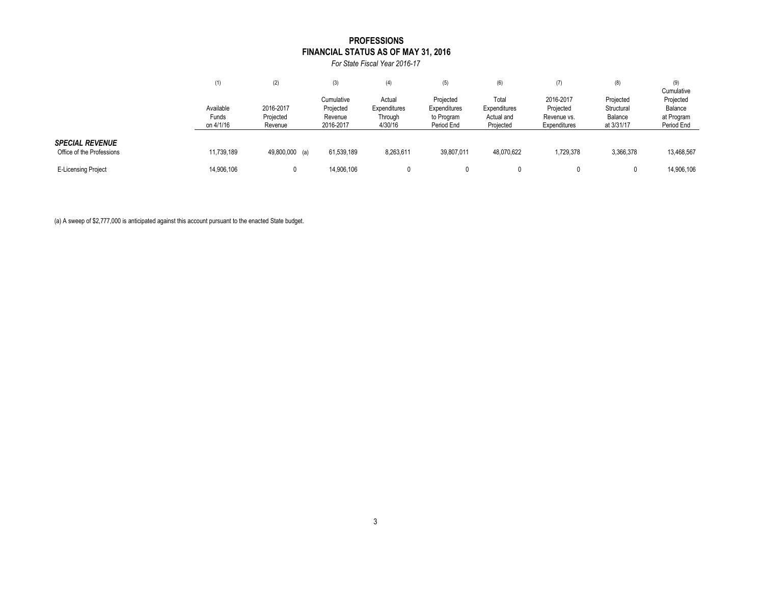# PROFESSIONS
## FINANCIAL STATUS AS OF MAY 31, 2016

*For State Fiscal Year 2016-17*

| | (1) Available Funds on 4/1/16 | (2) 2016-2017 Projected Revenue | (3) Cumulative Projected Revenue 2016-2017 | (4) Actual Expenditures Through 4/30/16 | (5) Projected Expenditures to Program Period End | (6) Total Expenditures Actual and Projected | (7) 2016-2017 Projected Revenue vs. Expenditures | (8) Projected Structural Balance at 3/31/17 | (9) Cumulative Projected Balance at Program Period End |
|---|---|---|---|---|---|---|---|---|---|
| ***SPECIAL REVENUE*** | | | | | | | | | |
| Office of the Professions | 11,739,189 | 49,800,000 (a) | 61,539,189 | 8,263,611 | 39,807,011 | 48,070,622 | 1,729,378 | 3,366,378 | 13,468,567 |
| E-Licensing Project | 14,906,106 | 0 | 14,906,106 | 0 | 0 | 0 | 0 | 0 | 14,906,106 |

(a) A sweep of $2,777,000 is anticipated against this account pursuant to the enacted State budget.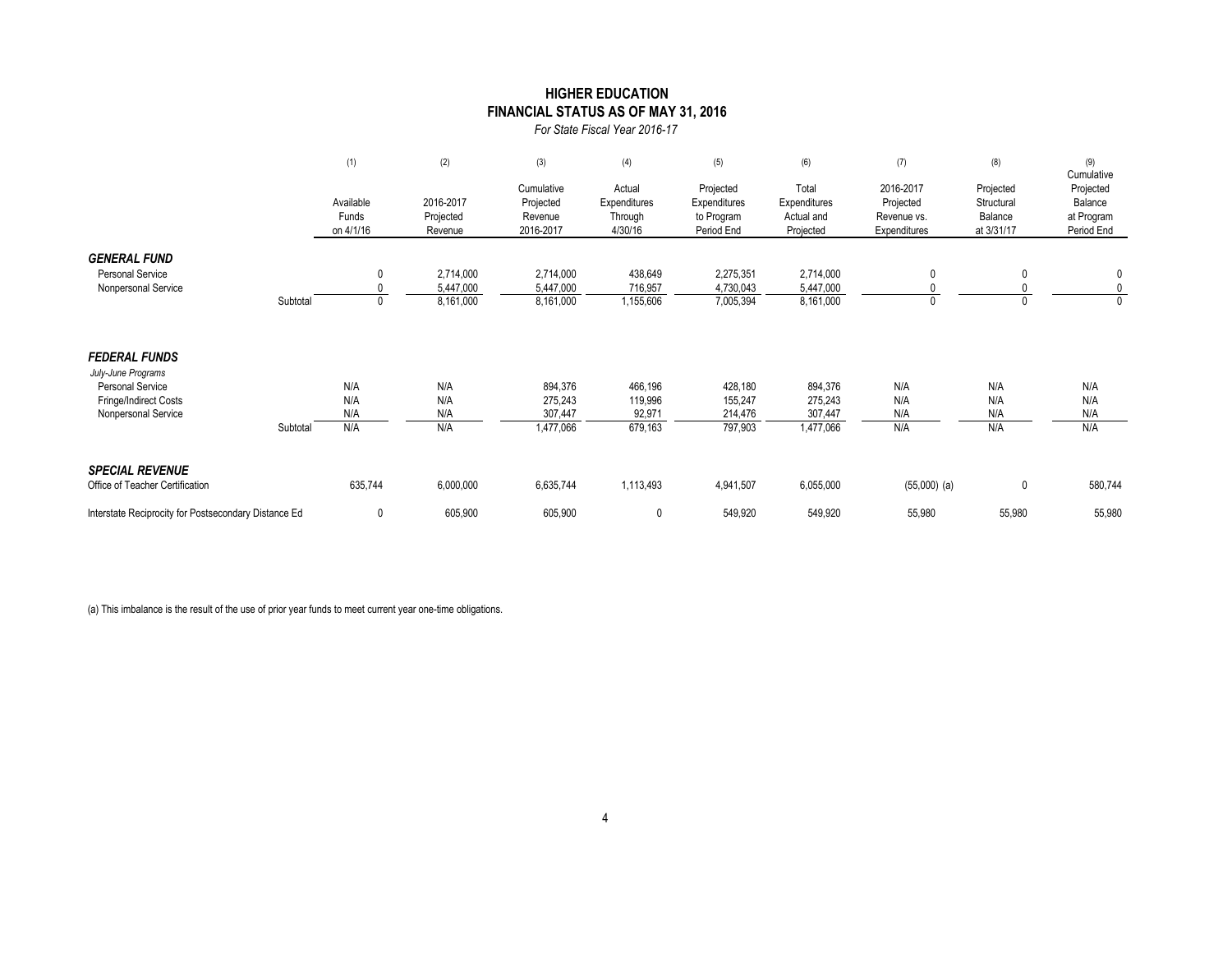# HIGHER EDUCATION
## FINANCIAL STATUS AS OF MAY 31, 2016
*For State Fiscal Year 2016-17*

| | (1) Available Funds on 4/1/16 | (2) 2016-2017 Projected Revenue | (3) Cumulative Projected Revenue 2016-2017 | (4) Actual Expenditures Through 4/30/16 | (5) Projected Expenditures to Program Period End | (6) Total Expenditures Actual and Projected | (7) 2016-2017 Projected Revenue vs. Expenditures | (8) Projected Structural Balance at 3/31/17 | (9) Cumulative Projected Balance at Program Period End |
|---|---|---|---|---|---|---|---|---|---|
| ***GENERAL FUND*** | | | | | | | | | |
| Personal Service | 0 | 2,714,000 | 2,714,000 | 438,649 | 2,275,351 | 2,714,000 | 0 | 0 | 0 |
| Nonpersonal Service | 0 | 5,447,000 | 5,447,000 | 716,957 | 4,730,043 | 5,447,000 | 0 | 0 | 0 |
| Subtotal | 0 | 8,161,000 | 8,161,000 | 1,155,606 | 7,005,394 | 8,161,000 | 0 | 0 | 0 |
| ***FEDERAL FUNDS*** | | | | | | | | | |
| *July-June Programs* | | | | | | | | | |
| Personal Service | N/A | N/A | 894,376 | 466,196 | 428,180 | 894,376 | N/A | N/A | N/A |
| Fringe/Indirect Costs | N/A | N/A | 275,243 | 119,996 | 155,247 | 275,243 | N/A | N/A | N/A |
| Nonpersonal Service | N/A | N/A | 307,447 | 92,971 | 214,476 | 307,447 | N/A | N/A | N/A |
| Subtotal | N/A | N/A | 1,477,066 | 679,163 | 797,903 | 1,477,066 | N/A | N/A | N/A |
| ***SPECIAL REVENUE*** | | | | | | | | | |
| Office of Teacher Certification | 635,744 | 6,000,000 | 6,635,744 | 1,113,493 | 4,941,507 | 6,055,000 | (55,000) (a) | 0 | 580,744 |
| Interstate Reciprocity for Postsecondary Distance Ed | 0 | 605,900 | 605,900 | 0 | 549,920 | 549,920 | 55,980 | 55,980 | 55,980 |

(a) This imbalance is the result of the use of prior year funds to meet current year one-time obligations.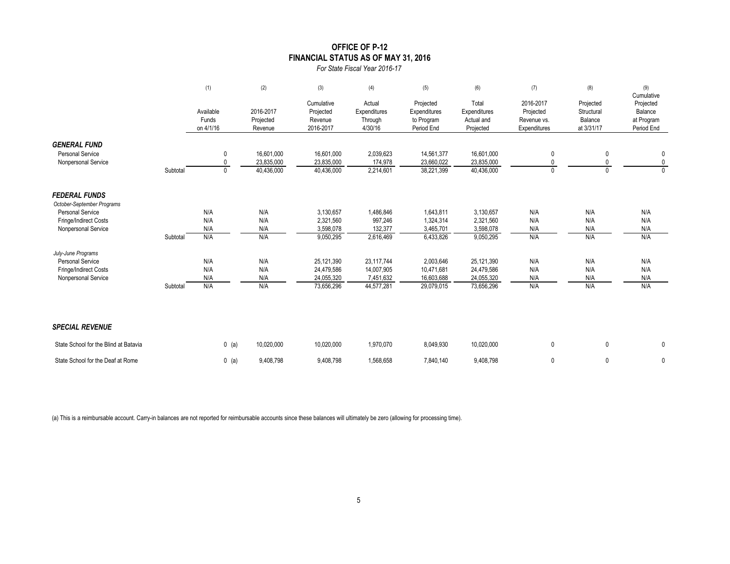# OFFICE OF P-12
## FINANCIAL STATUS AS OF MAY 31, 2016

*For State Fiscal Year 2016-17*

| | | (1) Available Funds on 4/1/16 | (2) 2016-2017 Projected Revenue | (3) Cumulative Projected Revenue 2016-2017 | (4) Actual Expenditures Through 4/30/16 | (5) Projected Expenditures to Program Period End | (6) Total Expenditures Actual and Projected | (7) 2016-2017 Projected Revenue vs. Expenditures | (8) Projected Structural Balance at 3/31/17 | (9) Cumulative Projected Balance at Program Period End |
|---|---|---|---|---|---|---|---|---|---|---|
| ***GENERAL FUND*** | | | | | | | | | | |
| Personal Service | | 0 | 16,601,000 | 16,601,000 | 2,039,623 | 14,561,377 | 16,601,000 | 0 | 0 | 0 |
| Nonpersonal Service | | 0 | 23,835,000 | 23,835,000 | 174,978 | 23,660,022 | 23,835,000 | 0 | 0 | 0 |
| | Subtotal | 0 | 40,436,000 | 40,436,000 | 2,214,601 | 38,221,399 | 40,436,000 | 0 | 0 | 0 |
| ***FEDERAL FUNDS*** | | | | | | | | | | |
| *October-September Programs* | | | | | | | | | | |
| Personal Service | | N/A | N/A | 3,130,657 | 1,486,846 | 1,643,811 | 3,130,657 | N/A | N/A | N/A |
| Fringe/Indirect Costs | | N/A | N/A | 2,321,560 | 997,246 | 1,324,314 | 2,321,560 | N/A | N/A | N/A |
| Nonpersonal Service | | N/A | N/A | 3,598,078 | 132,377 | 3,465,701 | 3,598,078 | N/A | N/A | N/A |
| | Subtotal | N/A | N/A | 9,050,295 | 2,616,469 | 6,433,826 | 9,050,295 | N/A | N/A | N/A |
| *July-June Programs* | | | | | | | | | | |
| Personal Service | | N/A | N/A | 25,121,390 | 23,117,744 | 2,003,646 | 25,121,390 | N/A | N/A | N/A |
| Fringe/Indirect Costs | | N/A | N/A | 24,479,586 | 14,007,905 | 10,471,681 | 24,479,586 | N/A | N/A | N/A |
| Nonpersonal Service | | N/A | N/A | 24,055,320 | 7,451,632 | 16,603,688 | 24,055,320 | N/A | N/A | N/A |
| | Subtotal | N/A | N/A | 73,656,296 | 44,577,281 | 29,079,015 | 73,656,296 | N/A | N/A | N/A |
| ***SPECIAL REVENUE*** | | | | | | | | | | |
| State School for the Blind at Batavia | | 0 (a) | 10,020,000 | 10,020,000 | 1,970,070 | 8,049,930 | 10,020,000 | 0 | 0 | 0 |
| State School for the Deaf at Rome | | 0 (a) | 9,408,798 | 9,408,798 | 1,568,658 | 7,840,140 | 9,408,798 | 0 | 0 | 0 |

(a) This is a reimbursable account. Carry-in balances are not reported for reimbursable accounts since these balances will ultimately be zero (allowing for processing time).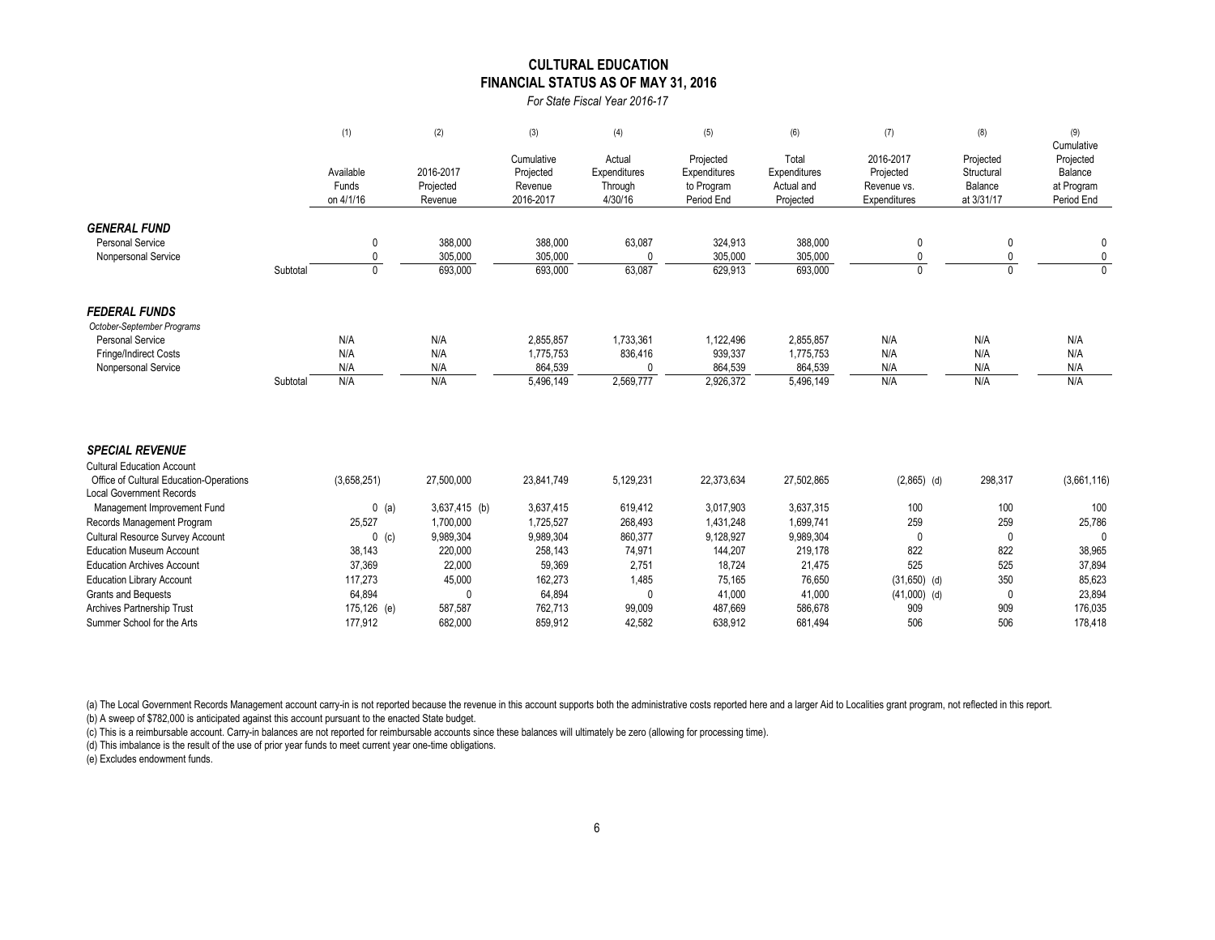## CULTURAL EDUCATION

## FINANCIAL STATUS AS OF MAY 31, 2016

*For State Fiscal Year 2016-17*

| | | (1) | (2) | (3) | (4) | (5) | (6) | (7) | (8) | (9) |
|---|---|---|---|---|---|---|---|---|---|---|
| | | Available Funds on 4/1/16 | 2016-2017 Projected Revenue | Cumulative Projected Revenue 2016-2017 | Actual Expenditures Through 4/30/16 | Projected Expenditures to Program Period End | Total Expenditures Actual and Projected | 2016-2017 Projected Revenue vs. Expenditures | Projected Structural Balance at 3/31/17 | Cumulative Projected Balance at Program Period End |
| ***GENERAL FUND*** | | | | | | | | | | |
| Personal Service | | 0 | 388,000 | 388,000 | 63,087 | 324,913 | 388,000 | 0 | 0 | 0 |
| Nonpersonal Service | | 0 | 305,000 | 305,000 | 0 | 305,000 | 305,000 | 0 | 0 | 0 |
| | Subtotal | 0 | 693,000 | 693,000 | 63,087 | 629,913 | 693,000 | 0 | 0 | 0 |
| ***FEDERAL FUNDS*** | | | | | | | | | | |
| *October-September Programs* | | | | | | | | | | |
| Personal Service | | N/A | N/A | 2,855,857 | 1,733,361 | 1,122,496 | 2,855,857 | N/A | N/A | N/A |
| Fringe/Indirect Costs | | N/A | N/A | 1,775,753 | 836,416 | 939,337 | 1,775,753 | N/A | N/A | N/A |
| Nonpersonal Service | | N/A | N/A | 864,539 | 0 | 864,539 | 864,539 | N/A | N/A | N/A |
| | Subtotal | N/A | N/A | 5,496,149 | 2,569,777 | 2,926,372 | 5,496,149 | N/A | N/A | N/A |
| ***SPECIAL REVENUE*** | | | | | | | | | | |
| Cultural Education Account | | | | | | | | | | |
| Office of Cultural Education-Operations | | (3,658,251) | 27,500,000 | 23,841,749 | 5,129,231 | 22,373,634 | 27,502,865 | (2,865) (d) | 298,317 | (3,661,116) |
| Local Government Records | | | | | | | | | | |
| Management Improvement Fund | | 0 (a) | 3,637,415 (b) | 3,637,415 | 619,412 | 3,017,903 | 3,637,315 | 100 | 100 | 100 |
| Records Management Program | | 25,527 | 1,700,000 | 1,725,527 | 268,493 | 1,431,248 | 1,699,741 | 259 | 259 | 25,786 |
| Cultural Resource Survey Account | | 0 (c) | 9,989,304 | 9,989,304 | 860,377 | 9,128,927 | 9,989,304 | 0 | 0 | 0 |
| Education Museum Account | | 38,143 | 220,000 | 258,143 | 74,971 | 144,207 | 219,178 | 822 | 822 | 38,965 |
| Education Archives Account | | 37,369 | 22,000 | 59,369 | 2,751 | 18,724 | 21,475 | 525 | 525 | 37,894 |
| Education Library Account | | 117,273 | 45,000 | 162,273 | 1,485 | 75,165 | 76,650 | (31,650) (d) | 350 | 85,623 |
| Grants and Bequests | | 64,894 | 0 | 64,894 | 0 | 41,000 | 41,000 | (41,000) (d) | 0 | 23,894 |
| Archives Partnership Trust | | 175,126 (e) | 587,587 | 762,713 | 99,009 | 487,669 | 586,678 | 909 | 909 | 176,035 |
| Summer School for the Arts | | 177,912 | 682,000 | 859,912 | 42,582 | 638,912 | 681,494 | 506 | 506 | 178,418 |

(a) The Local Government Records Management account carry-in is not reported because the revenue in this account supports both the administrative costs reported here and a larger Aid to Localities grant program, not reflected in this report.

(b) A sweep of $782,000 is anticipated against this account pursuant to the enacted State budget.

(c) This is a reimbursable account. Carry-in balances are not reported for reimbursable accounts since these balances will ultimately be zero (allowing for processing time).

(d) This imbalance is the result of the use of prior year funds to meet current year one-time obligations.

(e) Excludes endowment funds.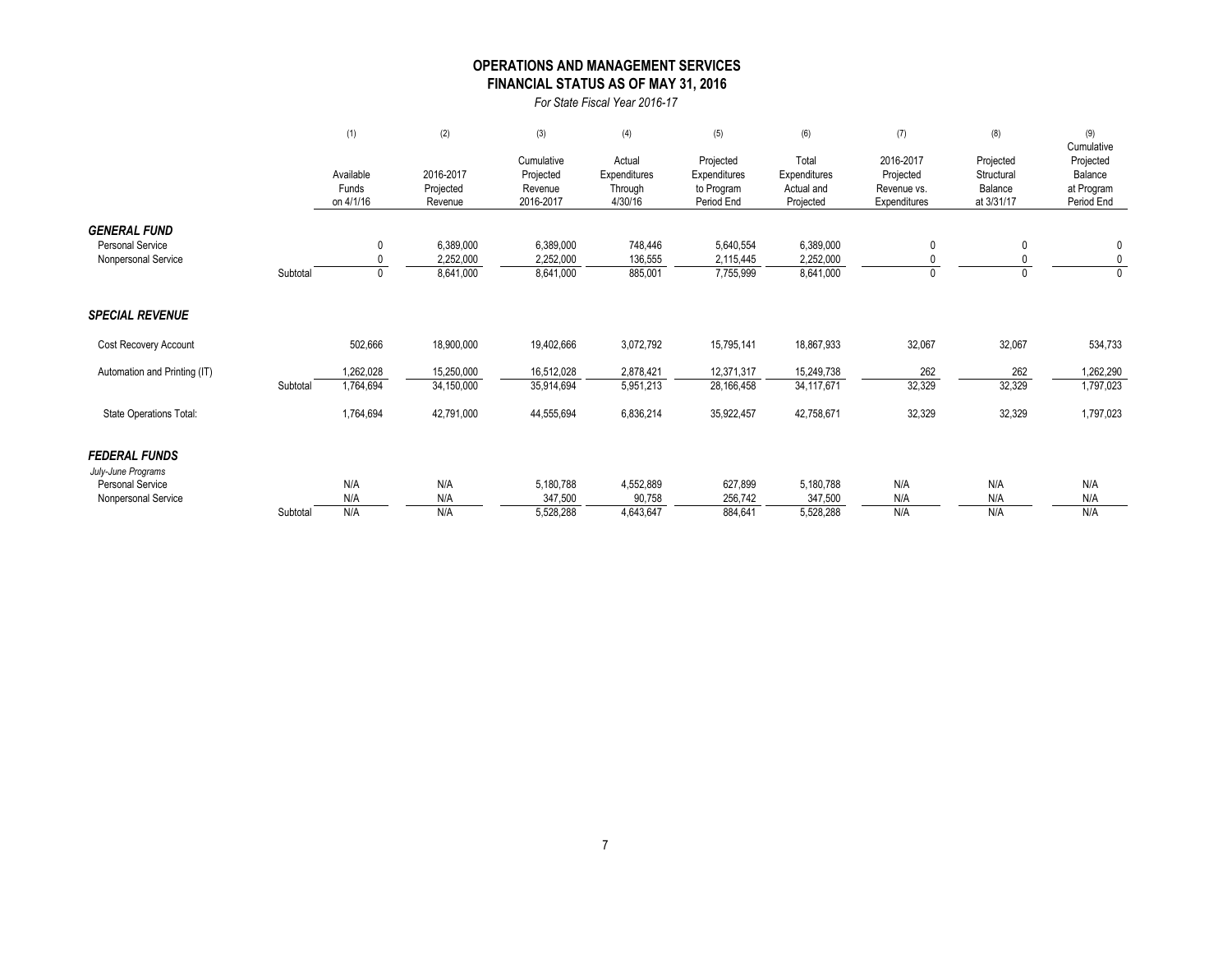# OPERATIONS AND MANAGEMENT SERVICES
## FINANCIAL STATUS AS OF MAY 31, 2016

*For State Fiscal Year 2016-17*

| | | (1) Available Funds on 4/1/16 | (2) 2016-2017 Projected Revenue | (3) Cumulative Projected Revenue 2016-2017 | (4) Actual Expenditures Through 4/30/16 | (5) Projected Expenditures to Program Period End | (6) Total Expenditures Actual and Projected | (7) 2016-2017 Projected Revenue vs. Expenditures | (8) Projected Structural Balance at 3/31/17 | (9) Cumulative Projected Balance at Program Period End |
|---|---|---|---|---|---|---|---|---|---|---|
| ***GENERAL FUND*** | | | | | | | | | | |
| Personal Service | | 0 | 6,389,000 | 6,389,000 | 748,446 | 5,640,554 | 6,389,000 | 0 | 0 | 0 |
| Nonpersonal Service | | 0 | 2,252,000 | 2,252,000 | 136,555 | 2,115,445 | 2,252,000 | 0 | 0 | 0 |
| | Subtotal | 0 | 8,641,000 | 8,641,000 | 885,001 | 7,755,999 | 8,641,000 | 0 | 0 | 0 |
| ***SPECIAL REVENUE*** | | | | | | | | | | |
| Cost Recovery Account | | 502,666 | 18,900,000 | 19,402,666 | 3,072,792 | 15,795,141 | 18,867,933 | 32,067 | 32,067 | 534,733 |
| Automation and Printing (IT) | | 1,262,028 | 15,250,000 | 16,512,028 | 2,878,421 | 12,371,317 | 15,249,738 | 262 | 262 | 1,262,290 |
| | Subtotal | 1,764,694 | 34,150,000 | 35,914,694 | 5,951,213 | 28,166,458 | 34,117,671 | 32,329 | 32,329 | 1,797,023 |
| State Operations Total: | | 1,764,694 | 42,791,000 | 44,555,694 | 6,836,214 | 35,922,457 | 42,758,671 | 32,329 | 32,329 | 1,797,023 |
| ***FEDERAL FUNDS*** | | | | | | | | | | |
| *July-June Programs* | | | | | | | | | | |
| Personal Service | | N/A | N/A | 5,180,788 | 4,552,889 | 627,899 | 5,180,788 | N/A | N/A | N/A |
| Nonpersonal Service | | N/A | N/A | 347,500 | 90,758 | 256,742 | 347,500 | N/A | N/A | N/A |
| | Subtotal | N/A | N/A | 5,528,288 | 4,643,647 | 884,641 | 5,528,288 | N/A | N/A | N/A |